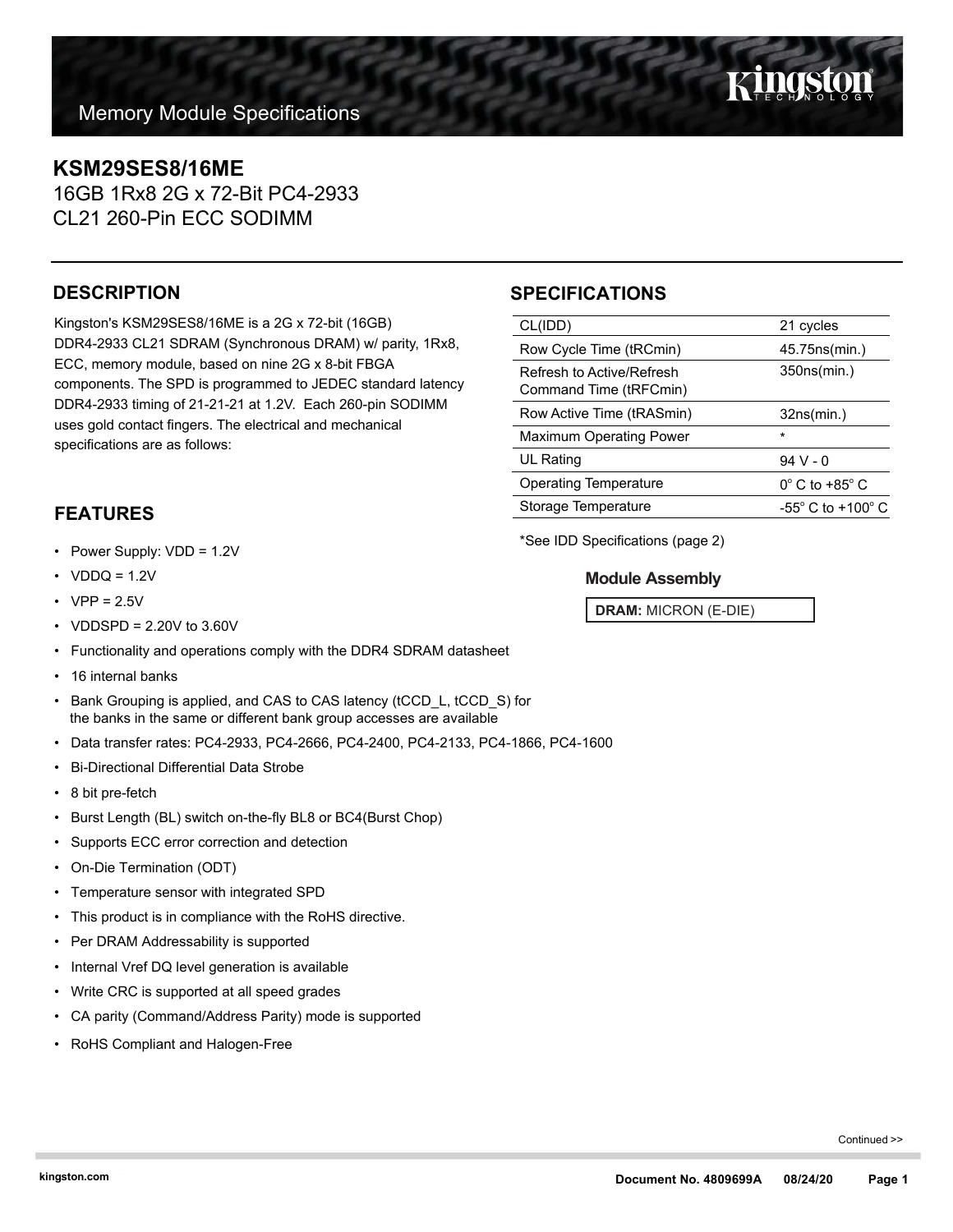Memory Module Specifications

# KSM29SES8/16ME

16GB 1Rx8 2G x 72-Bit PC4-2933
CL21 260-Pin ECC SODIMM

## DESCRIPTION

Kingston's KSM29SES8/16ME is a 2G x 72-bit (16GB) DDR4-2933 CL21 SDRAM (Synchronous DRAM) w/ parity, 1Rx8, ECC, memory module, based on nine 2G x 8-bit FBGA components. The SPD is programmed to JEDEC standard latency DDR4-2933 timing of 21-21-21 at 1.2V. Each 260-pin SODIMM uses gold contact fingers. The electrical and mechanical specifications are as follows:

## SPECIFICATIONS

| | |
|---|---|
| CL(IDD) | 21 cycles |
| Row Cycle Time (tRCmin) | 45.75ns(min.) |
| Refresh to Active/Refresh Command Time (tRFCmin) | 350ns(min.) |
| Row Active Time (tRASmin) | 32ns(min.) |
| Maximum Operating Power | * |
| UL Rating | 94 V - 0 |
| Operating Temperature | 0° C to +85° C |
| Storage Temperature | -55° C to +100° C |

*See IDD Specifications (page 2)

### Module Assembly

**DRAM:** MICRON (E-DIE)

## FEATURES

- Power Supply: VDD = 1.2V
- VDDQ = 1.2V
- VPP = 2.5V
- VDDSPD = 2.20V to 3.60V
- Functionality and operations comply with the DDR4 SDRAM datasheet
- 16 internal banks
- Bank Grouping is applied, and CAS to CAS latency (tCCD_L, tCCD_S) for the banks in the same or different bank group accesses are available
- Data transfer rates: PC4-2933, PC4-2666, PC4-2400, PC4-2133, PC4-1866, PC4-1600
- Bi-Directional Differential Data Strobe
- 8 bit pre-fetch
- Burst Length (BL) switch on-the-fly BL8 or BC4(Burst Chop)
- Supports ECC error correction and detection
- On-Die Termination (ODT)
- Temperature sensor with integrated SPD
- This product is in compliance with the RoHS directive.
- Per DRAM Addressability is supported
- Internal Vref DQ level generation is available
- Write CRC is supported at all speed grades
- CA parity (Command/Address Parity) mode is supported
- RoHS Compliant and Halogen-Free

Continued >>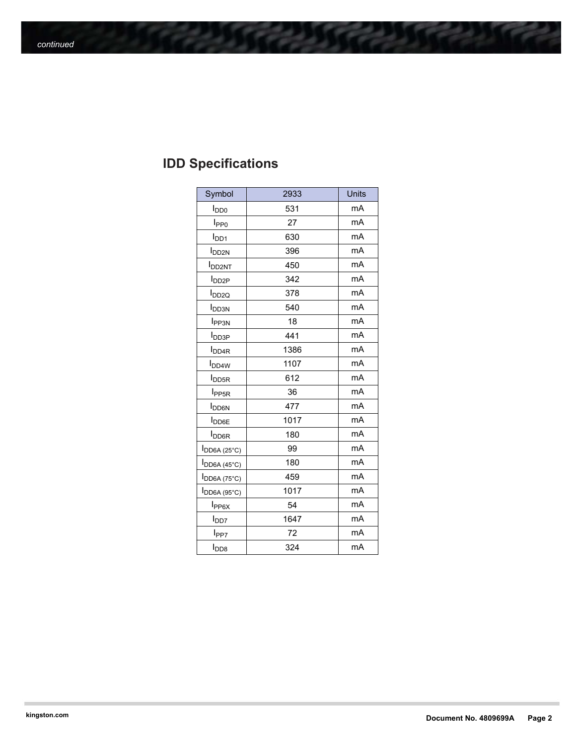*continued*

## IDD Specifications

| Symbol | 2933 | Units |
|---|---|---|
| $I_{DD0}$ | 531 | mA |
| $I_{PP0}$ | 27 | mA |
| $I_{DD1}$ | 630 | mA |
| $I_{DD2N}$ | 396 | mA |
| $I_{DD2NT}$ | 450 | mA |
| $I_{DD2P}$ | 342 | mA |
| $I_{DD2Q}$ | 378 | mA |
| $I_{DD3N}$ | 540 | mA |
| $I_{PP3N}$ | 18 | mA |
| $I_{DD3P}$ | 441 | mA |
| $I_{DD4R}$ | 1386 | mA |
| $I_{DD4W}$ | 1107 | mA |
| $I_{DD5R}$ | 612 | mA |
| $I_{PP5R}$ | 36 | mA |
| $I_{DD6N}$ | 477 | mA |
| $I_{DD6E}$ | 1017 | mA |
| $I_{DD6R}$ | 180 | mA |
| $I_{DD6A\ (25°C)}$ | 99 | mA |
| $I_{DD6A\ (45°C)}$ | 180 | mA |
| $I_{DD6A\ (75°C)}$ | 459 | mA |
| $I_{DD6A\ (95°C)}$ | 1017 | mA |
| $I_{PP6X}$ | 54 | mA |
| $I_{DD7}$ | 1647 | mA |
| $I_{PP7}$ | 72 | mA |
| $I_{DD8}$ | 324 | mA |

kingston.com

Document No. 4809699A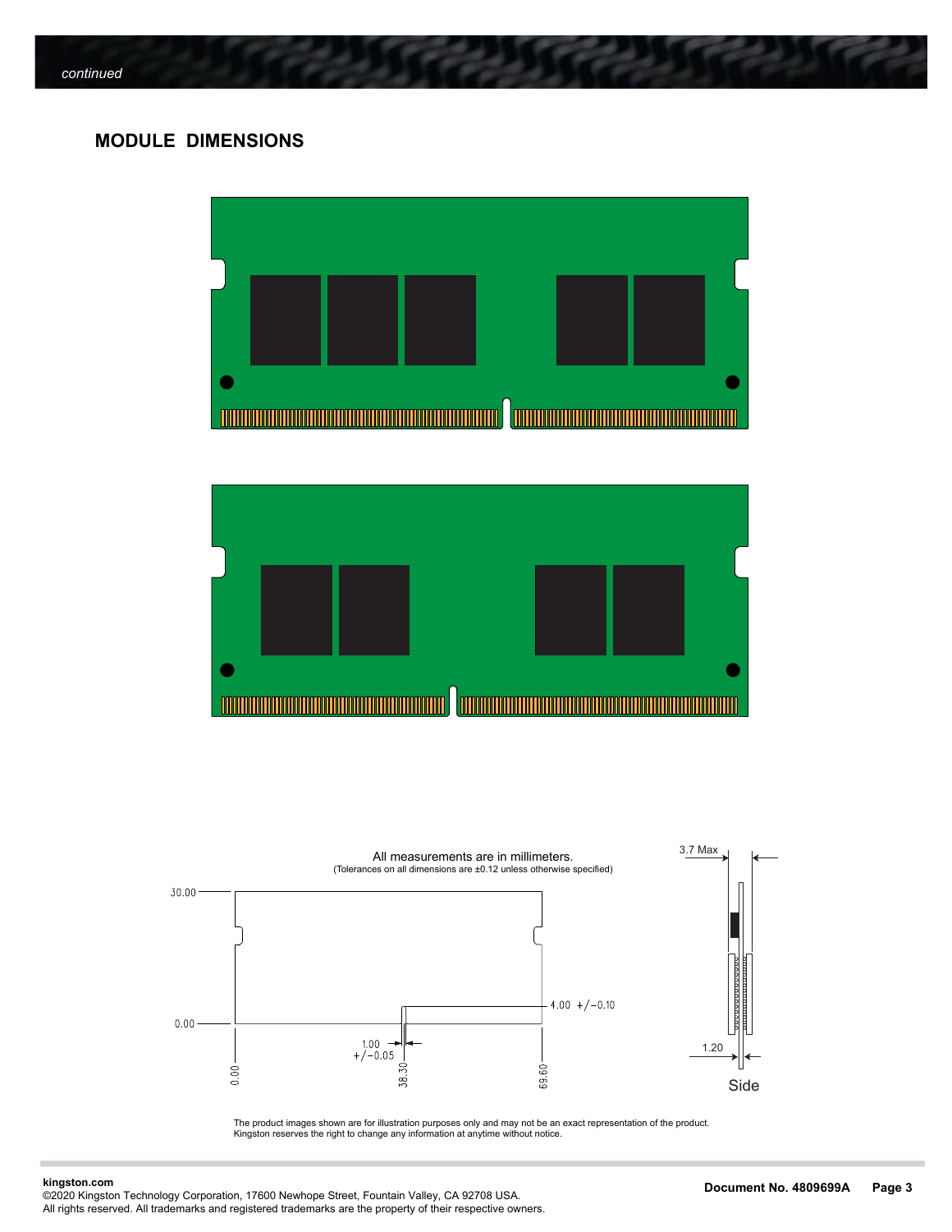## MODULE DIMENSIONS

All measurements are in millimeters.
(Tolerances on all dimensions are ±0.12 unless otherwise specified)

30.00
0.00
4.00 +/−0.10
1.00
+/−0.05
0.00
38.30
69.60

3.7 Max
1.20
Side

The product images shown are for illustration purposes only and may not be an exact representation of the product.
Kingston reserves the right to change any information at anytime without notice.